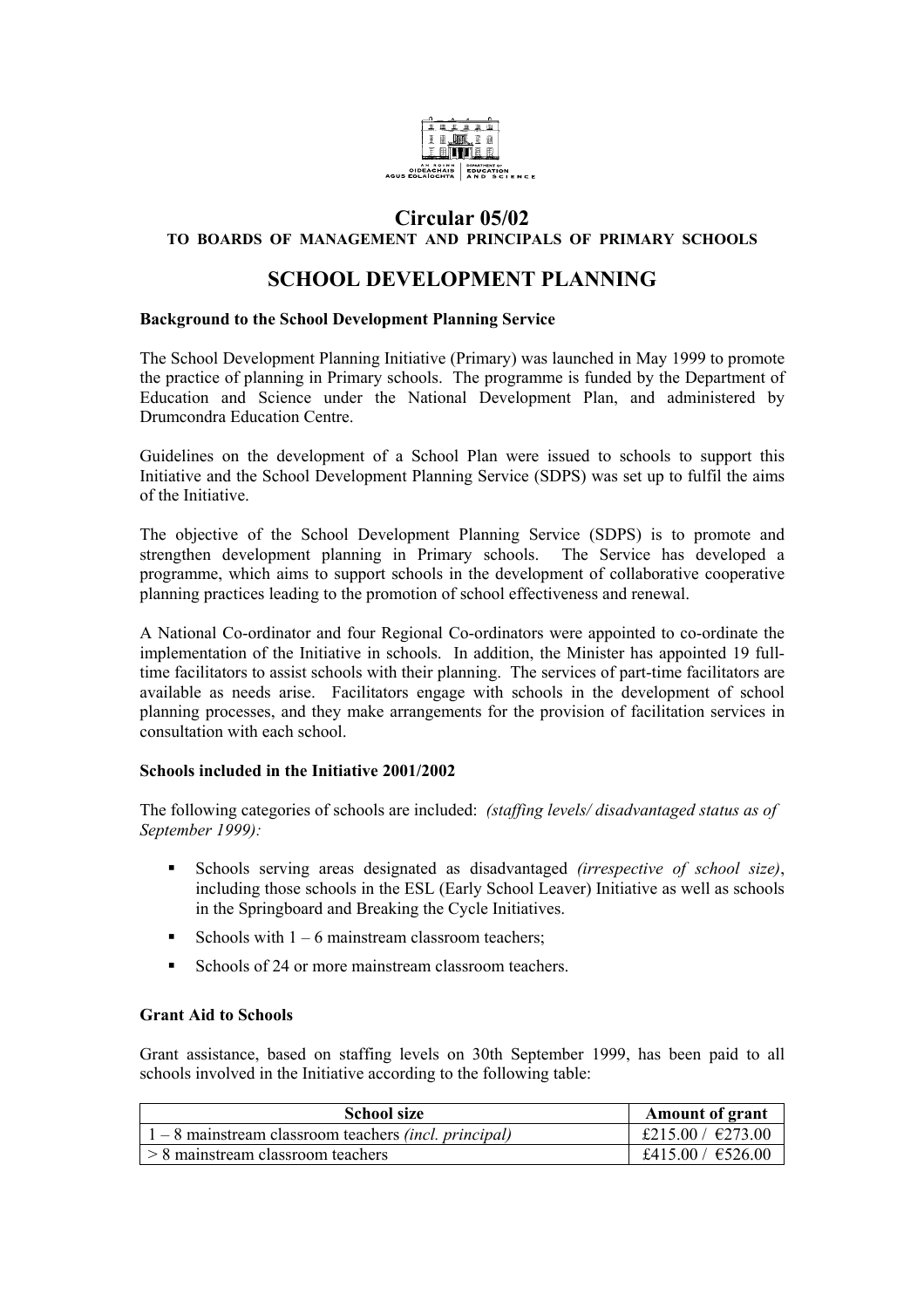# Circular 05/02

TO BOARDS OF MANAGEMENT AND PRINCIPALS OF PRIMARY SCHOOLS

## SCHOOL DEVELOPMENT PLANNING

**Background to the School Development Planning Service**

The School Development Planning Initiative (Primary) was launched in May 1999 to promote the practice of planning in Primary schools. The programme is funded by the Department of Education and Science under the National Development Plan, and administered by Drumcondra Education Centre.

Guidelines on the development of a School Plan were issued to schools to support this Initiative and the School Development Planning Service (SDPS) was set up to fulfil the aims of the Initiative.

The objective of the School Development Planning Service (SDPS) is to promote and strengthen development planning in Primary schools. The Service has developed a programme, which aims to support schools in the development of collaborative cooperative planning practices leading to the promotion of school effectiveness and renewal.

A National Co-ordinator and four Regional Co-ordinators were appointed to co-ordinate the implementation of the Initiative in schools. In addition, the Minister has appointed 19 full-time facilitators to assist schools with their planning. The services of part-time facilitators are available as needs arise. Facilitators engage with schools in the development of school planning processes, and they make arrangements for the provision of facilitation services in consultation with each school.

**Schools included in the Initiative 2001/2002**

The following categories of schools are included: *(staffing levels/ disadvantaged status as of September 1999):*

- Schools serving areas designated as disadvantaged *(irrespective of school size)*, including those schools in the ESL (Early School Leaver) Initiative as well as schools in the Springboard and Breaking the Cycle Initiatives.
- Schools with 1 – 6 mainstream classroom teachers;
- Schools of 24 or more mainstream classroom teachers.

**Grant Aid to Schools**

Grant assistance, based on staffing levels on 30th September 1999, has been paid to all schools involved in the Initiative according to the following table:

| School size | Amount of grant |
|---|---|
| 1 – 8 mainstream classroom teachers *(incl. principal)* | £215.00 / €273.00 |
| > 8 mainstream classroom teachers | £415.00 / €526.00 |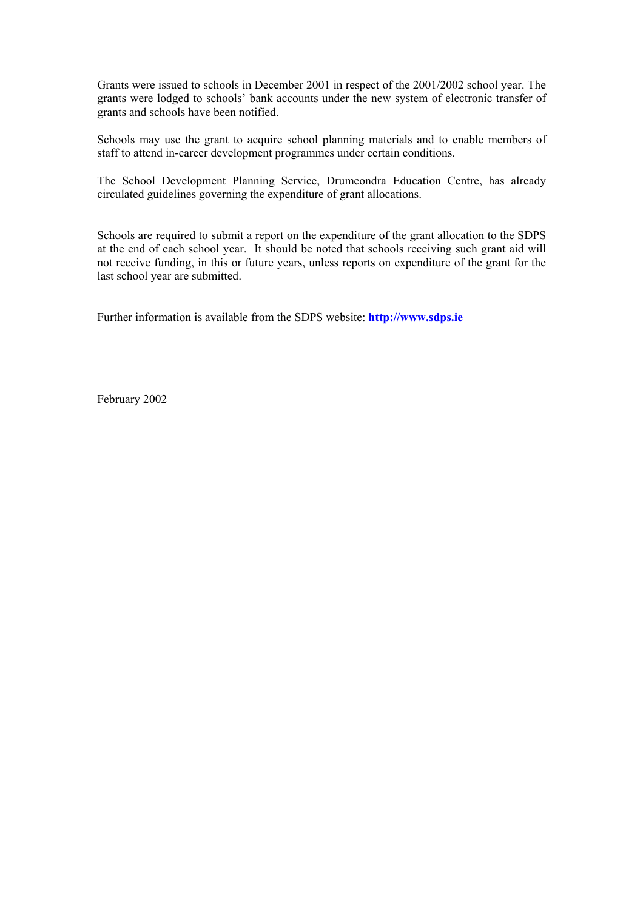Grants were issued to schools in December 2001 in respect of the 2001/2002 school year. The grants were lodged to schools' bank accounts under the new system of electronic transfer of grants and schools have been notified.

Schools may use the grant to acquire school planning materials and to enable members of staff to attend in-career development programmes under certain conditions.

The School Development Planning Service, Drumcondra Education Centre, has already circulated guidelines governing the expenditure of grant allocations.

Schools are required to submit a report on the expenditure of the grant allocation to the SDPS at the end of each school year. It should be noted that schools receiving such grant aid will not receive funding, in this or future years, unless reports on expenditure of the grant for the last school year are submitted.

Further information is available from the SDPS website: **http://www.sdps.ie**

February 2002